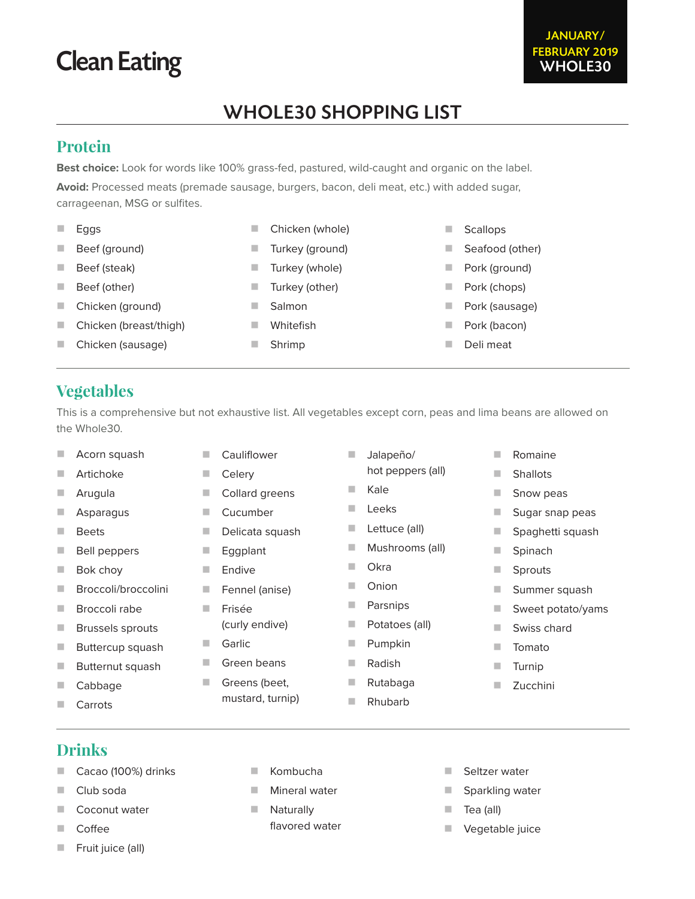Clean Eating

JANUARY/FEBRUARY 2019
WHOLE30

# WHOLE30 SHOPPING LIST

## Protein

**Best choice:** Look for words like 100% grass-fed, pastured, wild-caught and organic on the label.

**Avoid:** Processed meats (premade sausage, burgers, bacon, deli meat, etc.) with added sugar, carrageenan, MSG or sulfites.

- Eggs
- Beef (ground)
- Beef (steak)
- Beef (other)
- Chicken (ground)
- Chicken (breast/thigh)
- Chicken (sausage)
- Chicken (whole)
- Turkey (ground)
- Turkey (whole)
- Turkey (other)
- Salmon
- Whitefish
- Shrimp
- Scallops
- Seafood (other)
- Pork (ground)
- Pork (chops)
- Pork (sausage)
- Pork (bacon)
- Deli meat

## Vegetables

This is a comprehensive but not exhaustive list. All vegetables except corn, peas and lima beans are allowed on the Whole30.

- Acorn squash
- Artichoke
- Arugula
- Asparagus
- Beets
- Bell peppers
- Bok choy
- Broccoli/broccolini
- Broccoli rabe
- Brussels sprouts
- Buttercup squash
- Butternut squash
- Cabbage
- Carrots
- Cauliflower
- Celery
- Collard greens
- Cucumber
- Delicata squash
- Eggplant
- Endive
- Fennel (anise)
- Frisée (curly endive)
- Garlic
- Green beans
- Greens (beet, mustard, turnip)
- Jalapeño/hot peppers (all)
- Kale
- Leeks
- Lettuce (all)
- Mushrooms (all)
- Okra
- Onion
- Parsnips
- Potatoes (all)
- Pumpkin
- Radish
- Rutabaga
- Rhubarb
- Romaine
- Shallots
- Snow peas
- Sugar snap peas
- Spaghetti squash
- Spinach
- Sprouts
- Summer squash
- Sweet potato/yams
- Swiss chard
- Tomato
- Turnip
- Zucchini

## Drinks

- Cacao (100%) drinks
- Club soda
- Coconut water
- Coffee
- Fruit juice (all)
- Kombucha
- Mineral water
- Naturally flavored water
- Seltzer water
- Sparkling water
- Tea (all)
- Vegetable juice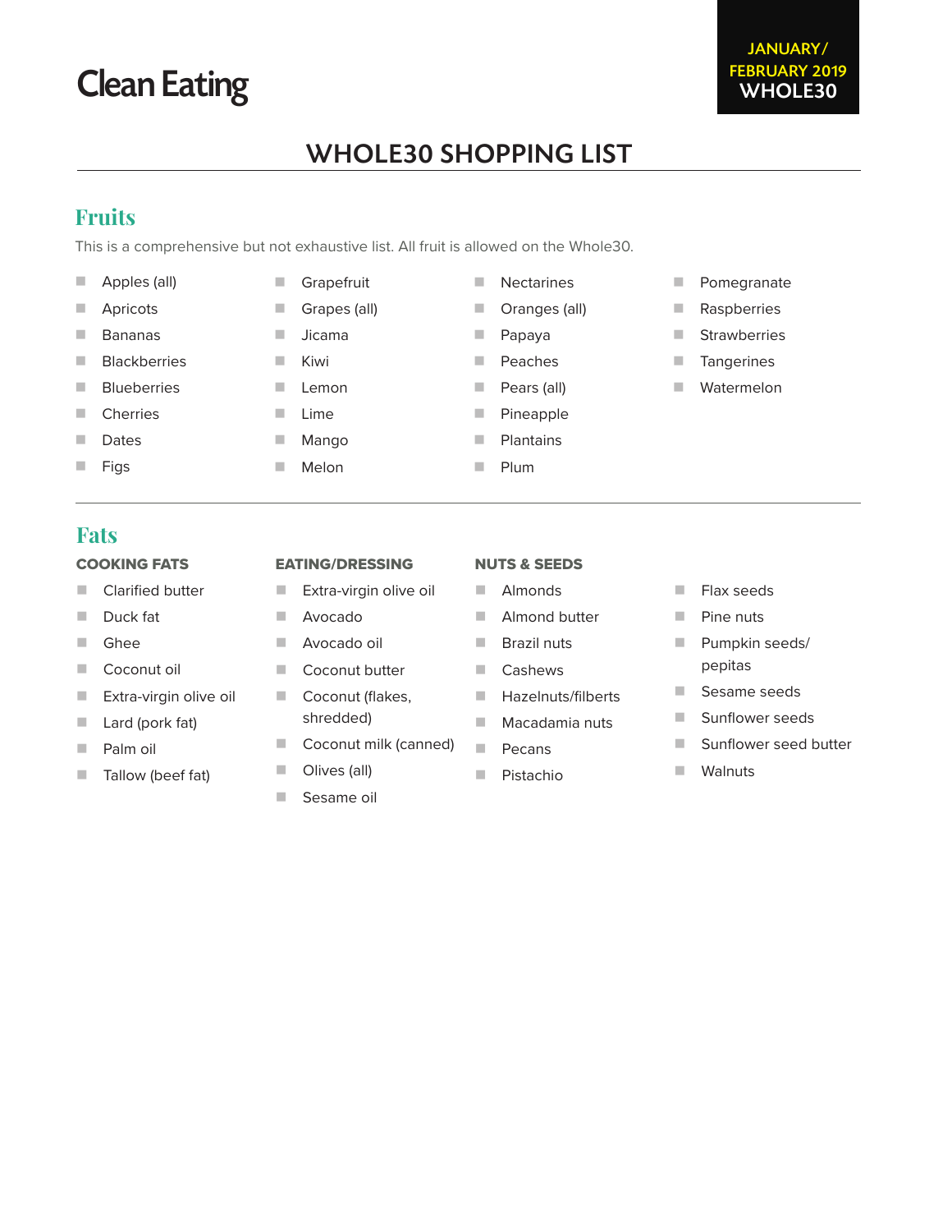Clean Eating

JANUARY/FEBRUARY 2019 WHOLE30

# WHOLE30 SHOPPING LIST

## Fruits

This is a comprehensive but not exhaustive list. All fruit is allowed on the Whole30.

- Apples (all)
- Apricots
- Bananas
- Blackberries
- Blueberries
- Cherries
- Dates
- Figs
- Grapefruit
- Grapes (all)
- Jicama
- Kiwi
- Lemon
- Lime
- Mango
- Melon
- Nectarines
- Oranges (all)
- Papaya
- Peaches
- Pears (all)
- Pineapple
- Plantains
- Plum
- Pomegranate
- Raspberries
- Strawberries
- Tangerines
- Watermelon

## Fats

### COOKING FATS

- Clarified butter
- Duck fat
- Ghee
- Coconut oil
- Extra-virgin olive oil
- Lard (pork fat)
- Palm oil
- Tallow (beef fat)

### EATING/DRESSING

- Extra-virgin olive oil
- Avocado
- Avocado oil
- Coconut butter
- Coconut (flakes, shredded)
- Coconut milk (canned)
- Olives (all)
- Sesame oil

### NUTS & SEEDS

- Almonds
- Almond butter
- Brazil nuts
- Cashews
- Hazelnuts/filberts
- Macadamia nuts
- Pecans
- Pistachio
- Flax seeds
- Pine nuts
- Pumpkin seeds/pepitas
- Sesame seeds
- Sunflower seeds
- Sunflower seed butter
- Walnuts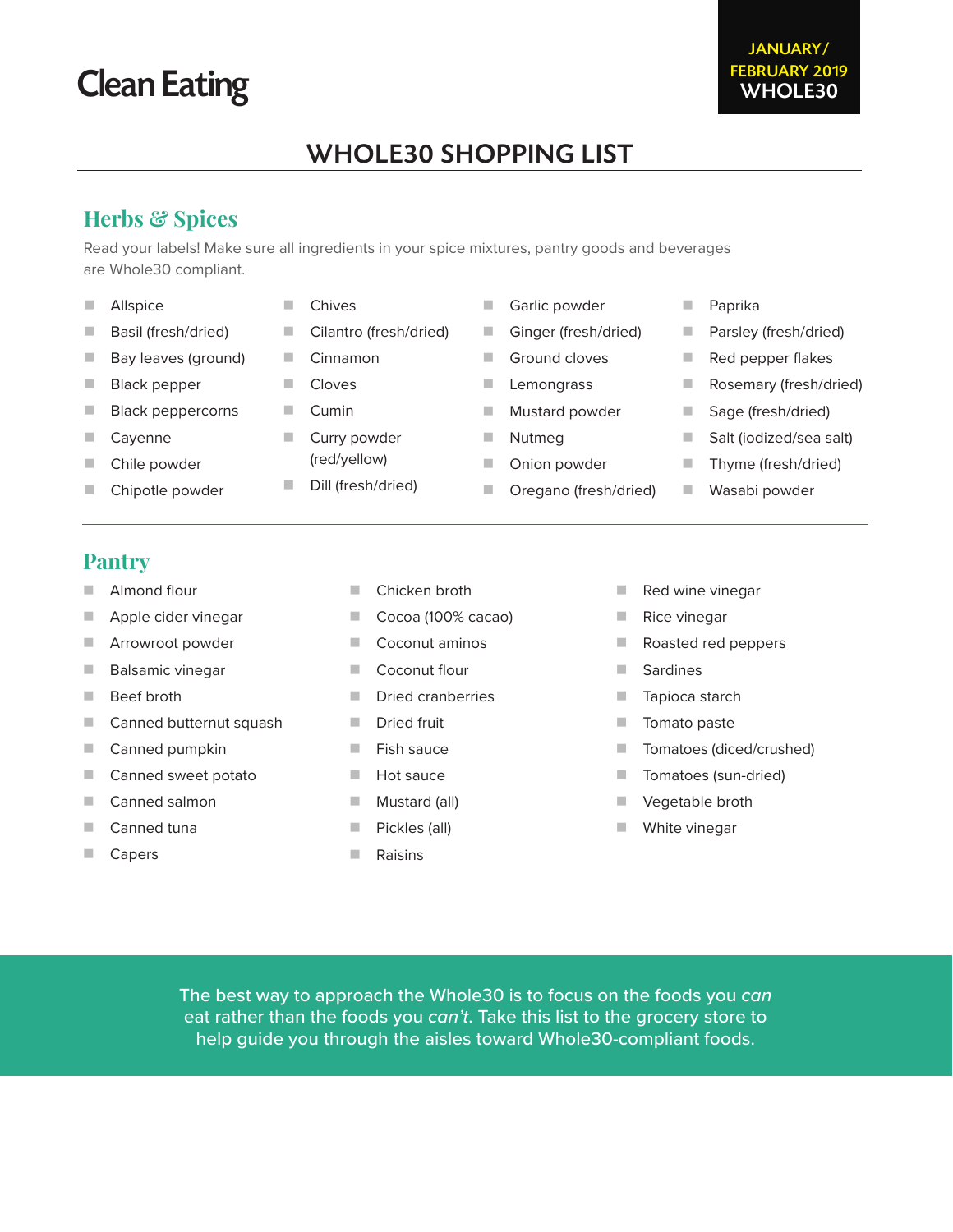# WHOLE30 SHOPPING LIST

## Herbs & Spices

Read your labels! Make sure all ingredients in your spice mixtures, pantry goods and beverages are Whole30 compliant.

- Allspice
- Basil (fresh/dried)
- Bay leaves (ground)
- Black pepper
- Black peppercorns
- Cayenne
- Chile powder
- Chipotle powder
- Chives
- Cilantro (fresh/dried)
- Cinnamon
- Cloves
- Cumin
- Curry powder (red/yellow)
- Dill (fresh/dried)
- Garlic powder
- Ginger (fresh/dried)
- Ground cloves
- Lemongrass
- Mustard powder
- Nutmeg
- Onion powder
- Oregano (fresh/dried)
- Paprika
- Parsley (fresh/dried)
- Red pepper flakes
- Rosemary (fresh/dried)
- Sage (fresh/dried)
- Salt (iodized/sea salt)
- Thyme (fresh/dried)
- Wasabi powder

## Pantry

- Almond flour
- Apple cider vinegar
- Arrowroot powder
- Balsamic vinegar
- Beef broth
- Canned butternut squash
- Canned pumpkin
- Canned sweet potato
- Canned salmon
- Canned tuna
- Capers
- Chicken broth
- Cocoa (100% cacao)
- Coconut aminos
- Coconut flour
- Dried cranberries
- Dried fruit
- Fish sauce
- Hot sauce
- Mustard (all)
- Pickles (all)
- Raisins
- Red wine vinegar
- Rice vinegar
- Roasted red peppers
- Sardines
- Tapioca starch
- Tomato paste
- Tomatoes (diced/crushed)
- Tomatoes (sun-dried)
- Vegetable broth
- White vinegar

The best way to approach the Whole30 is to focus on the foods you *can* eat rather than the foods you *can't*. Take this list to the grocery store to help guide you through the aisles toward Whole30-compliant foods.